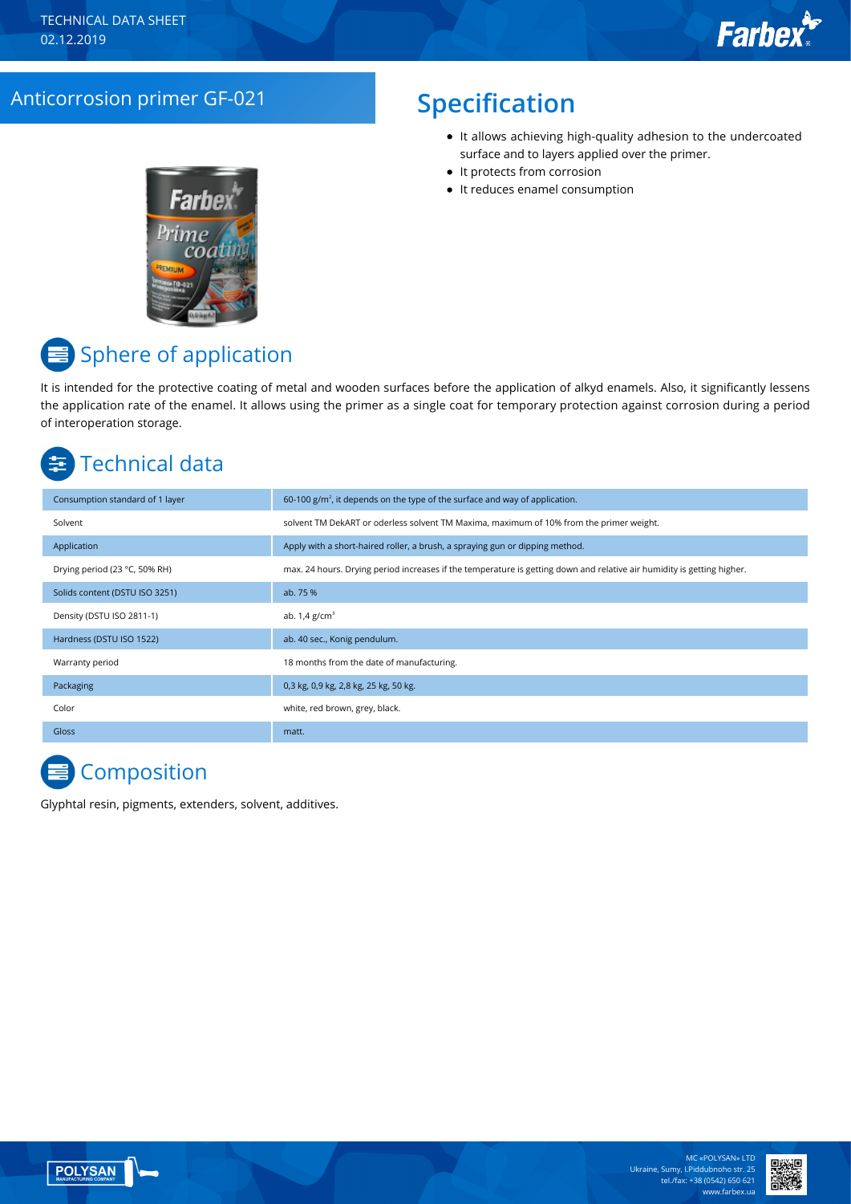TECHNICAL DATA SHEET
02.12.2019

# Anticorrosion primer GF-021

## Specification

- It allows achieving high-quality adhesion to the undercoated surface and to layers applied over the primer.
- It protects from corrosion
- It reduces enamel consumption

## Sphere of application

It is intended for the protective coating of metal and wooden surfaces before the application of alkyd enamels. Also, it significantly lessens the application rate of the enamel. It allows using the primer as a single coat for temporary protection against corrosion during a period of interoperation storage.

## Technical data

| | |
|---|---|
| Consumption standard of 1 layer | 60-100 g/m², it depends on the type of the surface and way of application. |
| Solvent | solvent TM DekART or oderless solvent TM Maxima, maximum of 10% from the primer weight. |
| Application | Apply with a short-haired roller, a brush, a spraying gun or dipping method. |
| Drying period (23 °C, 50% RH) | max. 24 hours. Drying period increases if the temperature is getting down and relative air humidity is getting higher. |
| Solids content (DSTU ISO 3251) | ab. 75 % |
| Density (DSTU ISO 2811-1) | ab. 1,4 g/cm³ |
| Hardness (DSTU ISO 1522) | ab. 40 sec., Konig pendulum. |
| Warranty period | 18 months from the date of manufacturing. |
| Packaging | 0,3 kg, 0,9 kg, 2,8 kg, 25 kg, 50 kg. |
| Color | white, red brown, grey, black. |
| Gloss | matt. |

## Composition

Glyphtal resin, pigments, extenders, solvent, additives.

MC «POLYSAN» LTD
Ukraine, Sumy, I.Piddubnoho str. 25
tel./fax: +38 (0542) 650 621
www.farbex.ua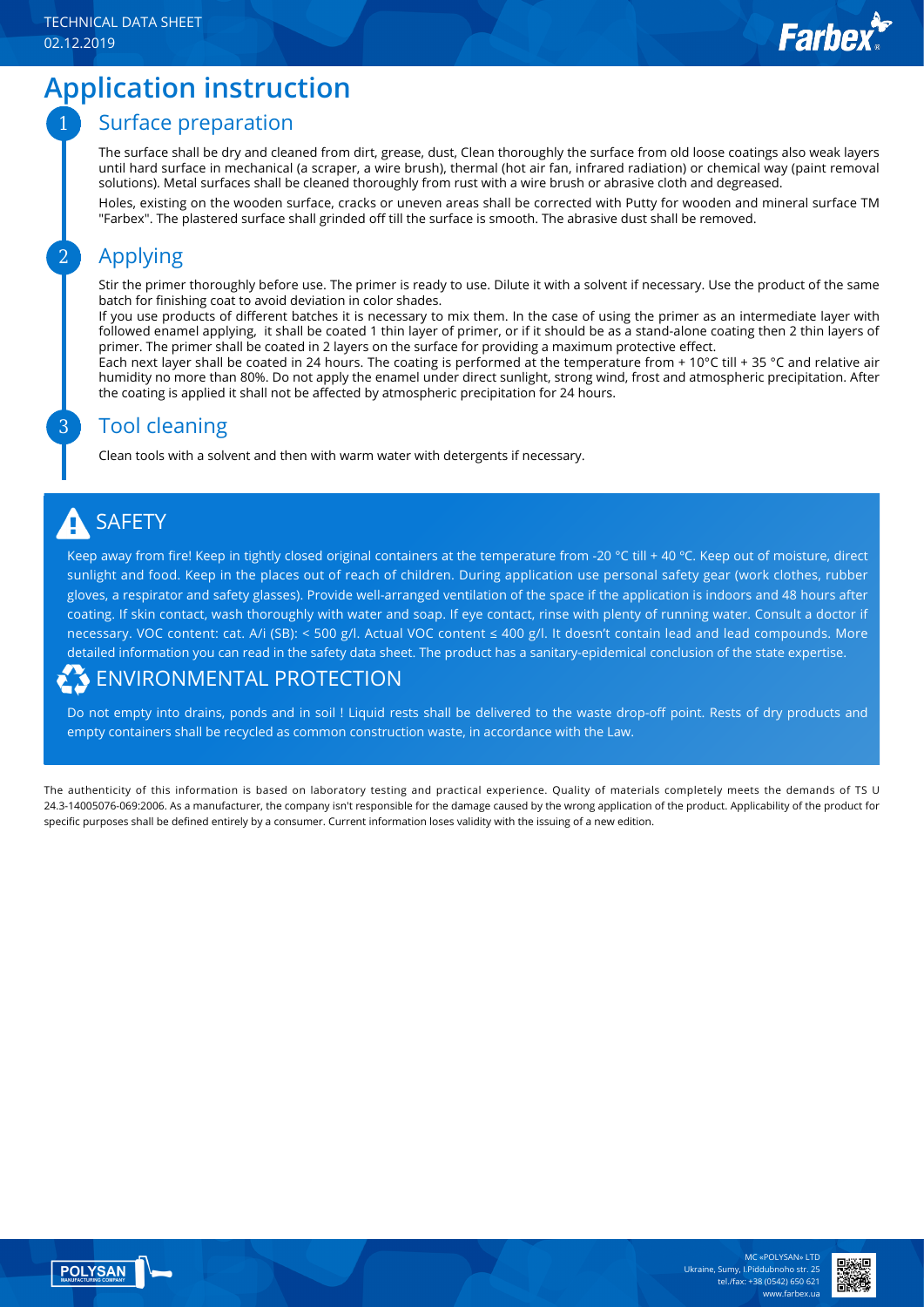# Application instruction

## 1 Surface preparation

The surface shall be dry and cleaned from dirt, grease, dust, Clean thoroughly the surface from old loose coatings also weak layers until hard surface in mechanical (a scraper, a wire brush), thermal (hot air fan, infrared radiation) or chemical way (paint removal solutions). Metal surfaces shall be cleaned thoroughly from rust with a wire brush or abrasive cloth and degreased.

Holes, existing on the wooden surface, cracks or uneven areas shall be corrected with Putty for wooden and mineral surface TM "Farbex". The plastered surface shall grinded off till the surface is smooth. The abrasive dust shall be removed.

## 2 Applying

Stir the primer thoroughly before use. The primer is ready to use. Dilute it with a solvent if necessary. Use the product of the same batch for finishing coat to avoid deviation in color shades.

If you use products of different batches it is necessary to mix them. In the case of using the primer as an intermediate layer with followed enamel applying, it shall be coated 1 thin layer of primer, or if it should be as a stand-alone coating then 2 thin layers of primer. The primer shall be coated in 2 layers on the surface for providing a maximum protective effect.

Each next layer shall be coated in 24 hours. The coating is performed at the temperature from + 10°C till + 35 °C and relative air humidity no more than 80%. Do not apply the enamel under direct sunlight, strong wind, frost and atmospheric precipitation. After the coating is applied it shall not be affected by atmospheric precipitation for 24 hours.

## 3 Tool cleaning

Clean tools with a solvent and then with warm water with detergents if necessary.

## SAFETY

Keep away from fire! Keep in tightly closed original containers at the temperature from -20 °C till + 40 °C. Keep out of moisture, direct sunlight and food. Keep in the places out of reach of children. During application use personal safety gear (work clothes, rubber gloves, a respirator and safety glasses). Provide well-arranged ventilation of the space if the application is indoors and 48 hours after coating. If skin contact, wash thoroughly with water and soap. If eye contact, rinse with plenty of running water. Consult a doctor if necessary. VOC content: cat. A/i (SB): < 500 g/l. Actual VOC content ≤ 400 g/l. It doesn't contain lead and lead compounds. More detailed information you can read in the safety data sheet. The product has a sanitary-epidemical conclusion of the state expertise.

## ENVIRONMENTAL PROTECTION

Do not empty into drains, ponds and in soil ! Liquid rests shall be delivered to the waste drop-off point. Rests of dry products and empty containers shall be recycled as common construction waste, in accordance with the Law.

The authenticity of this information is based on laboratory testing and practical experience. Quality of materials completely meets the demands of TS U 24.3-14005076-069:2006. As a manufacturer, the company isn't responsible for the damage caused by the wrong application of the product. Applicability of the product for specific purposes shall be defined entirely by a consumer. Current information loses validity with the issuing of a new edition.